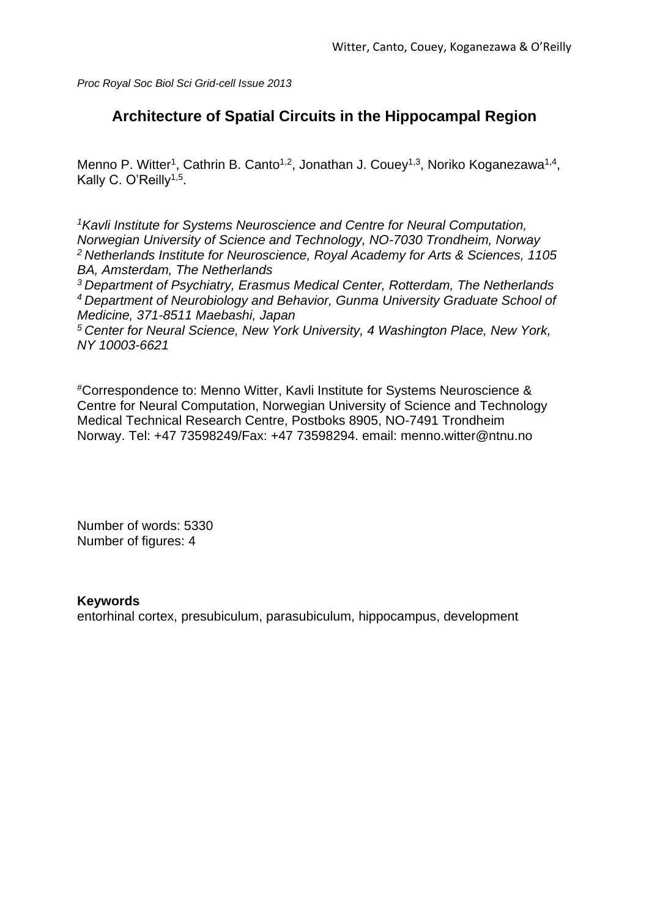*Proc Royal Soc Biol Sci Grid-cell Issue 2013*

# Architecture of Spatial Circuits in the Hippocampal Region

Menno P. Witter[1], Cathrin B. Canto[1,2], Jonathan J. Couey[1,3], Noriko Koganezawa[1,4], Kally C. O'Reilly[1,5].

*[1]Kavli Institute for Systems Neuroscience and Centre for Neural Computation, Norwegian University of Science and Technology, NO-7030 Trondheim, Norway*
*[2] Netherlands Institute for Neuroscience, Royal Academy for Arts & Sciences, 1105 BA, Amsterdam, The Netherlands*
*[3] Department of Psychiatry, Erasmus Medical Center, Rotterdam, The Netherlands*
*[4] Department of Neurobiology and Behavior, Gunma University Graduate School of Medicine, 371-8511 Maebashi, Japan*
*[5] Center for Neural Science, New York University, 4 Washington Place, New York, NY 10003-6621*

[#]Correspondence to: Menno Witter, Kavli Institute for Systems Neuroscience & Centre for Neural Computation, Norwegian University of Science and Technology Medical Technical Research Centre, Postboks 8905, NO-7491 Trondheim Norway. Tel: +47 73598249/Fax: +47 73598294. email: menno.witter@ntnu.no

Number of words: 5330
Number of figures: 4

**Keywords**
entorhinal cortex, presubiculum, parasubiculum, hippocampus, development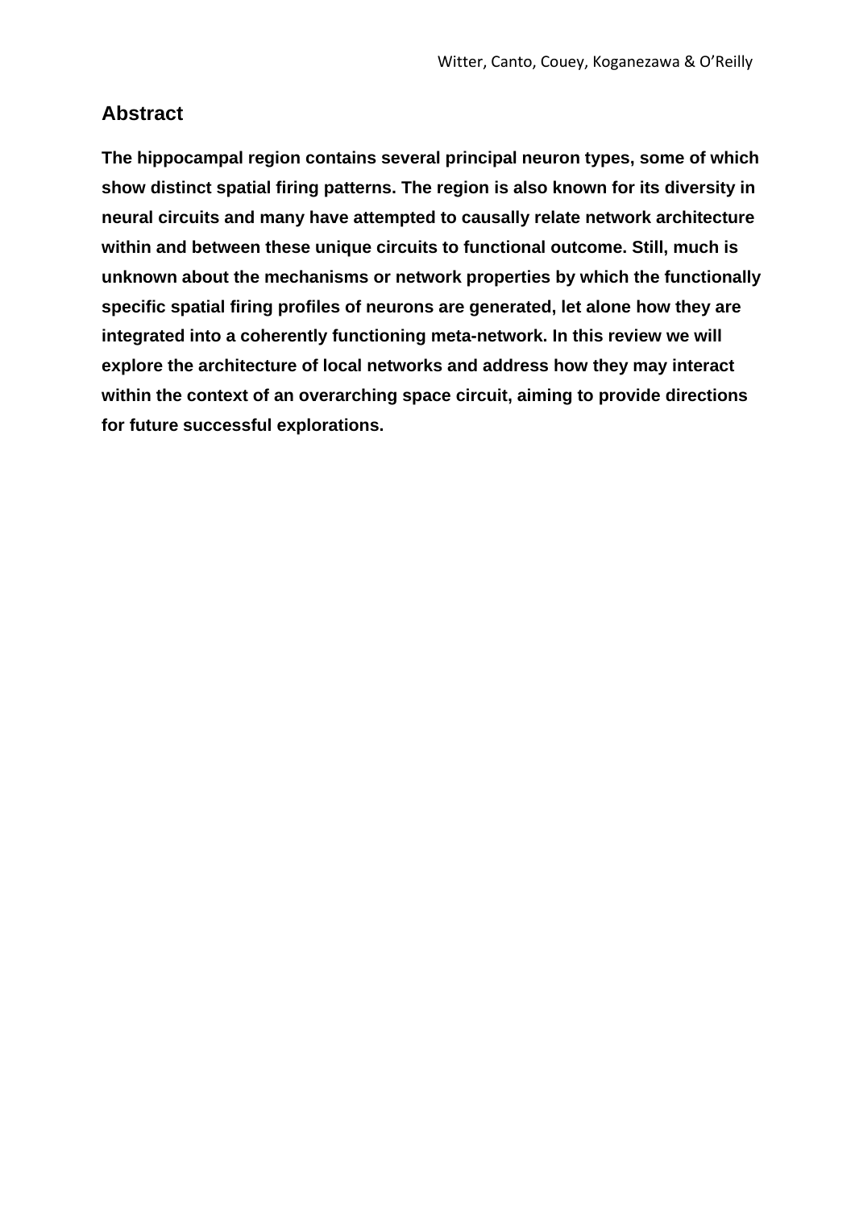## Abstract

**The hippocampal region contains several principal neuron types, some of which show distinct spatial firing patterns. The region is also known for its diversity in neural circuits and many have attempted to causally relate network architecture within and between these unique circuits to functional outcome. Still, much is unknown about the mechanisms or network properties by which the functionally specific spatial firing profiles of neurons are generated, let alone how they are integrated into a coherently functioning meta-network. In this review we will explore the architecture of local networks and address how they may interact within the context of an overarching space circuit, aiming to provide directions for future successful explorations.**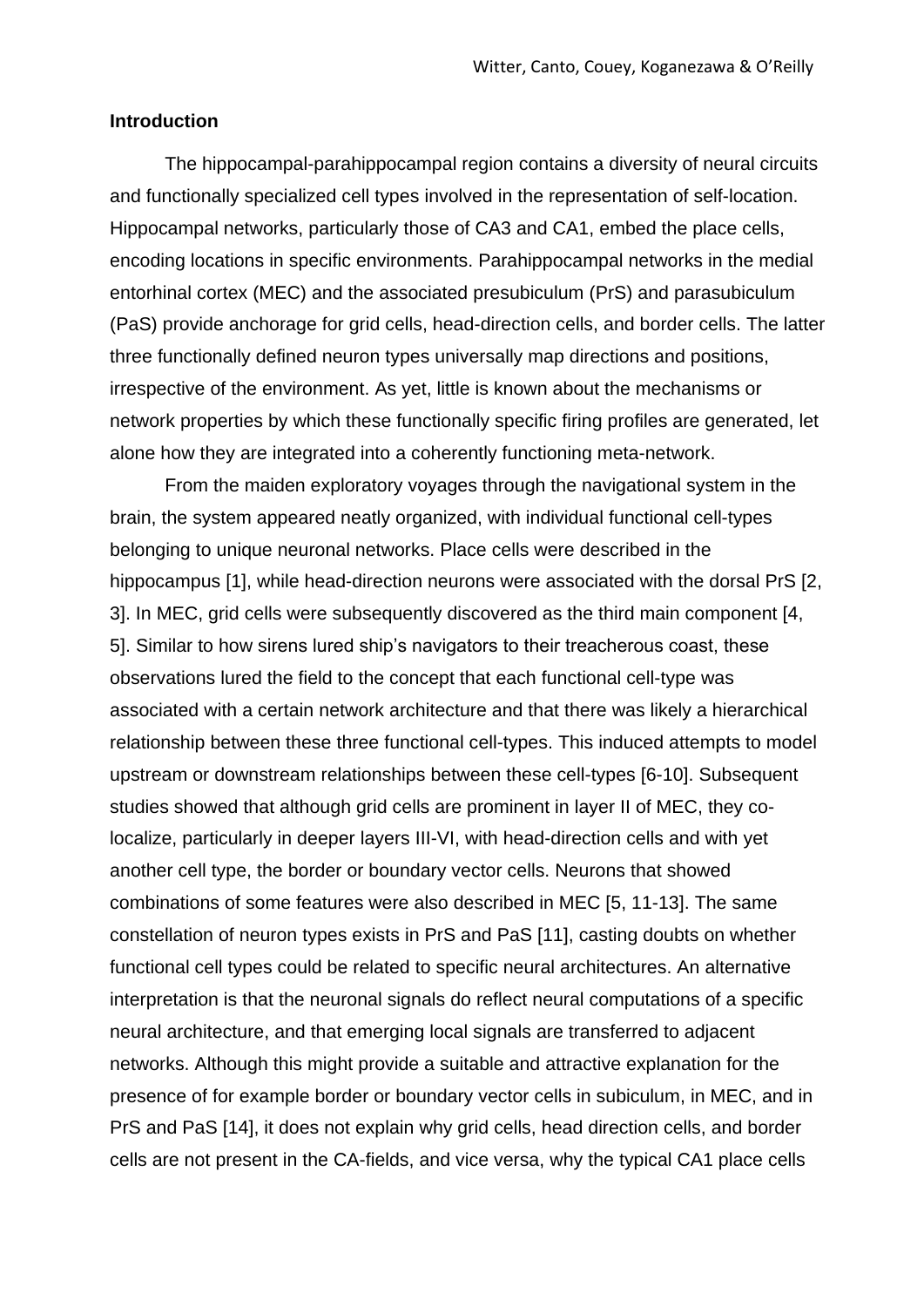**Introduction**

The hippocampal-parahippocampal region contains a diversity of neural circuits and functionally specialized cell types involved in the representation of self-location. Hippocampal networks, particularly those of CA3 and CA1, embed the place cells, encoding locations in specific environments. Parahippocampal networks in the medial entorhinal cortex (MEC) and the associated presubiculum (PrS) and parasubiculum (PaS) provide anchorage for grid cells, head-direction cells, and border cells. The latter three functionally defined neuron types universally map directions and positions, irrespective of the environment. As yet, little is known about the mechanisms or network properties by which these functionally specific firing profiles are generated, let alone how they are integrated into a coherently functioning meta-network.

From the maiden exploratory voyages through the navigational system in the brain, the system appeared neatly organized, with individual functional cell-types belonging to unique neuronal networks. Place cells were described in the hippocampus [1], while head-direction neurons were associated with the dorsal PrS [2, 3]. In MEC, grid cells were subsequently discovered as the third main component [4, 5]. Similar to how sirens lured ship's navigators to their treacherous coast, these observations lured the field to the concept that each functional cell-type was associated with a certain network architecture and that there was likely a hierarchical relationship between these three functional cell-types. This induced attempts to model upstream or downstream relationships between these cell-types [6-10]. Subsequent studies showed that although grid cells are prominent in layer II of MEC, they co-localize, particularly in deeper layers III-VI, with head-direction cells and with yet another cell type, the border or boundary vector cells. Neurons that showed combinations of some features were also described in MEC [5, 11-13]. The same constellation of neuron types exists in PrS and PaS [11], casting doubts on whether functional cell types could be related to specific neural architectures. An alternative interpretation is that the neuronal signals do reflect neural computations of a specific neural architecture, and that emerging local signals are transferred to adjacent networks. Although this might provide a suitable and attractive explanation for the presence of for example border or boundary vector cells in subiculum, in MEC, and in PrS and PaS [14], it does not explain why grid cells, head direction cells, and border cells are not present in the CA-fields, and vice versa, why the typical CA1 place cells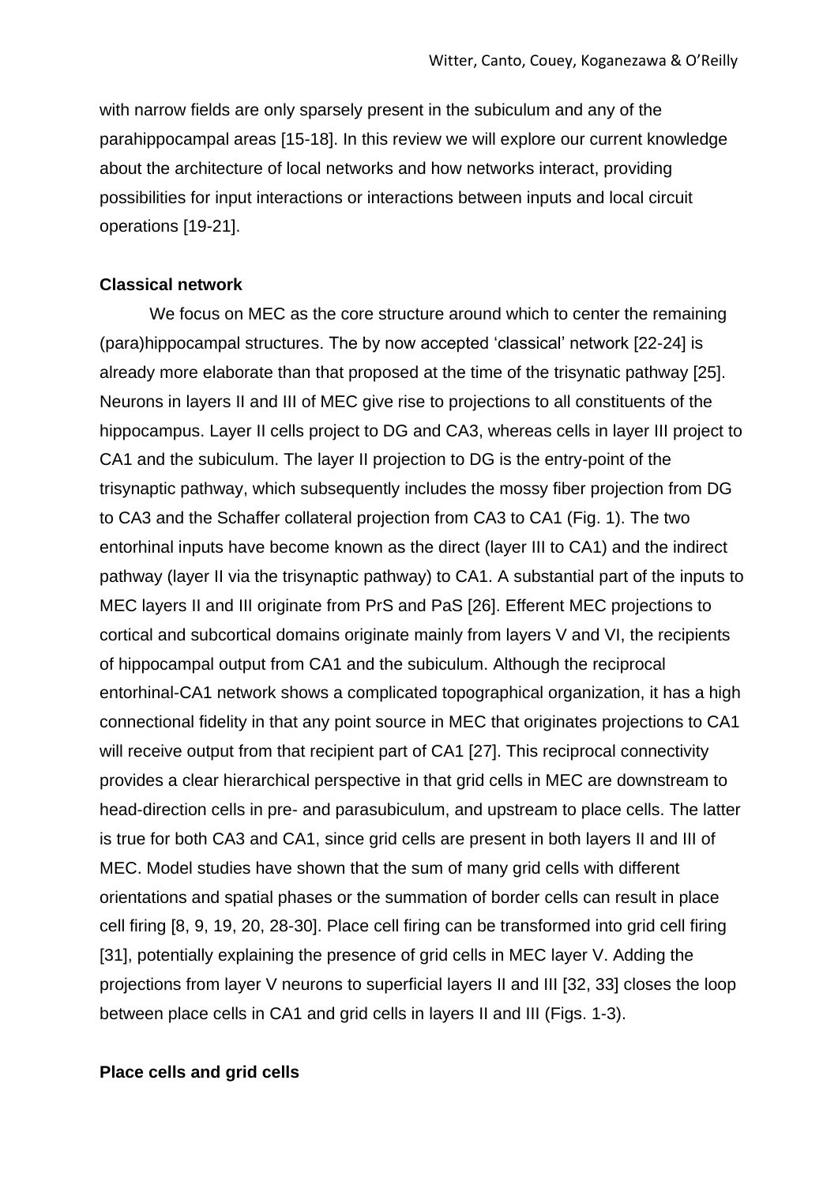with narrow fields are only sparsely present in the subiculum and any of the parahippocampal areas [15-18]. In this review we will explore our current knowledge about the architecture of local networks and how networks interact, providing possibilities for input interactions or interactions between inputs and local circuit operations [19-21].

**Classical network**

We focus on MEC as the core structure around which to center the remaining (para)hippocampal structures. The by now accepted 'classical' network [22-24] is already more elaborate than that proposed at the time of the trisynatic pathway [25]. Neurons in layers II and III of MEC give rise to projections to all constituents of the hippocampus. Layer II cells project to DG and CA3, whereas cells in layer III project to CA1 and the subiculum. The layer II projection to DG is the entry-point of the trisynaptic pathway, which subsequently includes the mossy fiber projection from DG to CA3 and the Schaffer collateral projection from CA3 to CA1 (Fig. 1). The two entorhinal inputs have become known as the direct (layer III to CA1) and the indirect pathway (layer II via the trisynaptic pathway) to CA1. A substantial part of the inputs to MEC layers II and III originate from PrS and PaS [26]. Efferent MEC projections to cortical and subcortical domains originate mainly from layers V and VI, the recipients of hippocampal output from CA1 and the subiculum. Although the reciprocal entorhinal-CA1 network shows a complicated topographical organization, it has a high connectional fidelity in that any point source in MEC that originates projections to CA1 will receive output from that recipient part of CA1 [27]. This reciprocal connectivity provides a clear hierarchical perspective in that grid cells in MEC are downstream to head-direction cells in pre- and parasubiculum, and upstream to place cells. The latter is true for both CA3 and CA1, since grid cells are present in both layers II and III of MEC. Model studies have shown that the sum of many grid cells with different orientations and spatial phases or the summation of border cells can result in place cell firing [8, 9, 19, 20, 28-30]. Place cell firing can be transformed into grid cell firing [31], potentially explaining the presence of grid cells in MEC layer V. Adding the projections from layer V neurons to superficial layers II and III [32, 33] closes the loop between place cells in CA1 and grid cells in layers II and III (Figs. 1-3).

**Place cells and grid cells**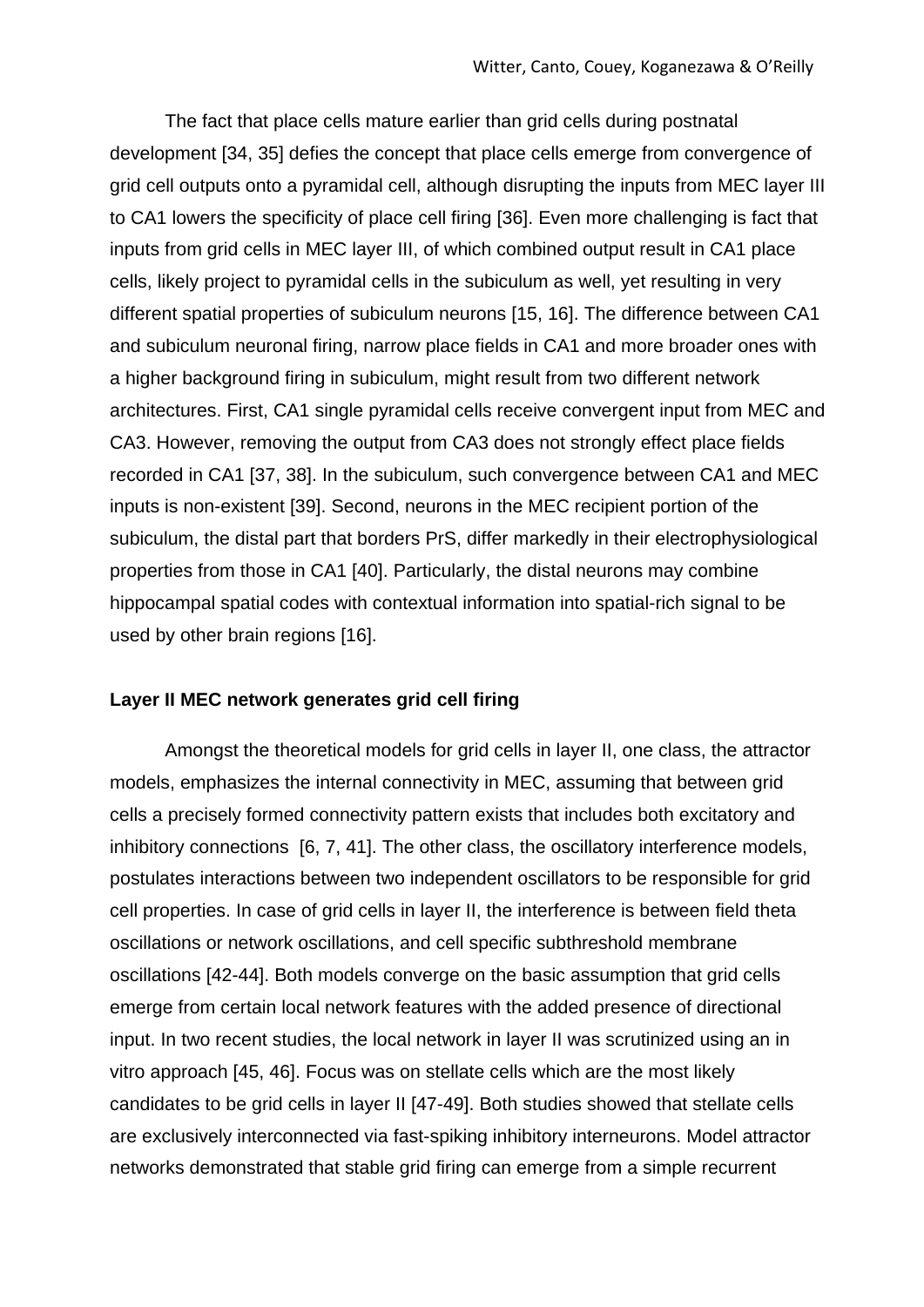The fact that place cells mature earlier than grid cells during postnatal development [34, 35] defies the concept that place cells emerge from convergence of grid cell outputs onto a pyramidal cell, although disrupting the inputs from MEC layer III to CA1 lowers the specificity of place cell firing [36]. Even more challenging is fact that inputs from grid cells in MEC layer III, of which combined output result in CA1 place cells, likely project to pyramidal cells in the subiculum as well, yet resulting in very different spatial properties of subiculum neurons [15, 16]. The difference between CA1 and subiculum neuronal firing, narrow place fields in CA1 and more broader ones with a higher background firing in subiculum, might result from two different network architectures. First, CA1 single pyramidal cells receive convergent input from MEC and CA3. However, removing the output from CA3 does not strongly effect place fields recorded in CA1 [37, 38]. In the subiculum, such convergence between CA1 and MEC inputs is non-existent [39]. Second, neurons in the MEC recipient portion of the subiculum, the distal part that borders PrS, differ markedly in their electrophysiological properties from those in CA1 [40]. Particularly, the distal neurons may combine hippocampal spatial codes with contextual information into spatial-rich signal to be used by other brain regions [16].

**Layer II MEC network generates grid cell firing**

Amongst the theoretical models for grid cells in layer II, one class, the attractor models, emphasizes the internal connectivity in MEC, assuming that between grid cells a precisely formed connectivity pattern exists that includes both excitatory and inhibitory connections [6, 7, 41]. The other class, the oscillatory interference models, postulates interactions between two independent oscillators to be responsible for grid cell properties. In case of grid cells in layer II, the interference is between field theta oscillations or network oscillations, and cell specific subthreshold membrane oscillations [42-44]. Both models converge on the basic assumption that grid cells emerge from certain local network features with the added presence of directional input. In two recent studies, the local network in layer II was scrutinized using an in vitro approach [45, 46]. Focus was on stellate cells which are the most likely candidates to be grid cells in layer II [47-49]. Both studies showed that stellate cells are exclusively interconnected via fast-spiking inhibitory interneurons. Model attractor networks demonstrated that stable grid firing can emerge from a simple recurrent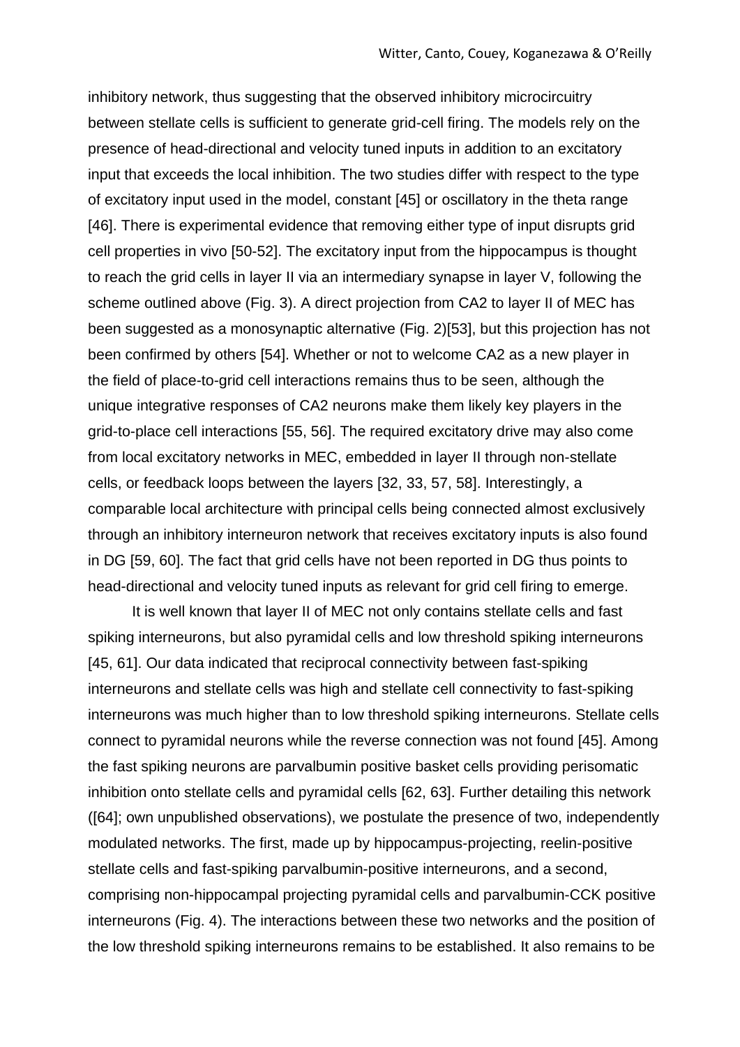inhibitory network, thus suggesting that the observed inhibitory microcircuitry between stellate cells is sufficient to generate grid-cell firing. The models rely on the presence of head-directional and velocity tuned inputs in addition to an excitatory input that exceeds the local inhibition. The two studies differ with respect to the type of excitatory input used in the model, constant [45] or oscillatory in the theta range [46]. There is experimental evidence that removing either type of input disrupts grid cell properties in vivo [50-52]. The excitatory input from the hippocampus is thought to reach the grid cells in layer II via an intermediary synapse in layer V, following the scheme outlined above (Fig. 3). A direct projection from CA2 to layer II of MEC has been suggested as a monosynaptic alternative (Fig. 2)[53], but this projection has not been confirmed by others [54]. Whether or not to welcome CA2 as a new player in the field of place-to-grid cell interactions remains thus to be seen, although the unique integrative responses of CA2 neurons make them likely key players in the grid-to-place cell interactions [55, 56]. The required excitatory drive may also come from local excitatory networks in MEC, embedded in layer II through non-stellate cells, or feedback loops between the layers [32, 33, 57, 58]. Interestingly, a comparable local architecture with principal cells being connected almost exclusively through an inhibitory interneuron network that receives excitatory inputs is also found in DG [59, 60]. The fact that grid cells have not been reported in DG thus points to head-directional and velocity tuned inputs as relevant for grid cell firing to emerge.

It is well known that layer II of MEC not only contains stellate cells and fast spiking interneurons, but also pyramidal cells and low threshold spiking interneurons [45, 61]. Our data indicated that reciprocal connectivity between fast-spiking interneurons and stellate cells was high and stellate cell connectivity to fast-spiking interneurons was much higher than to low threshold spiking interneurons. Stellate cells connect to pyramidal neurons while the reverse connection was not found [45]. Among the fast spiking neurons are parvalbumin positive basket cells providing perisomatic inhibition onto stellate cells and pyramidal cells [62, 63]. Further detailing this network ([64]; own unpublished observations), we postulate the presence of two, independently modulated networks. The first, made up by hippocampus-projecting, reelin-positive stellate cells and fast-spiking parvalbumin-positive interneurons, and a second, comprising non-hippocampal projecting pyramidal cells and parvalbumin-CCK positive interneurons (Fig. 4). The interactions between these two networks and the position of the low threshold spiking interneurons remains to be established. It also remains to be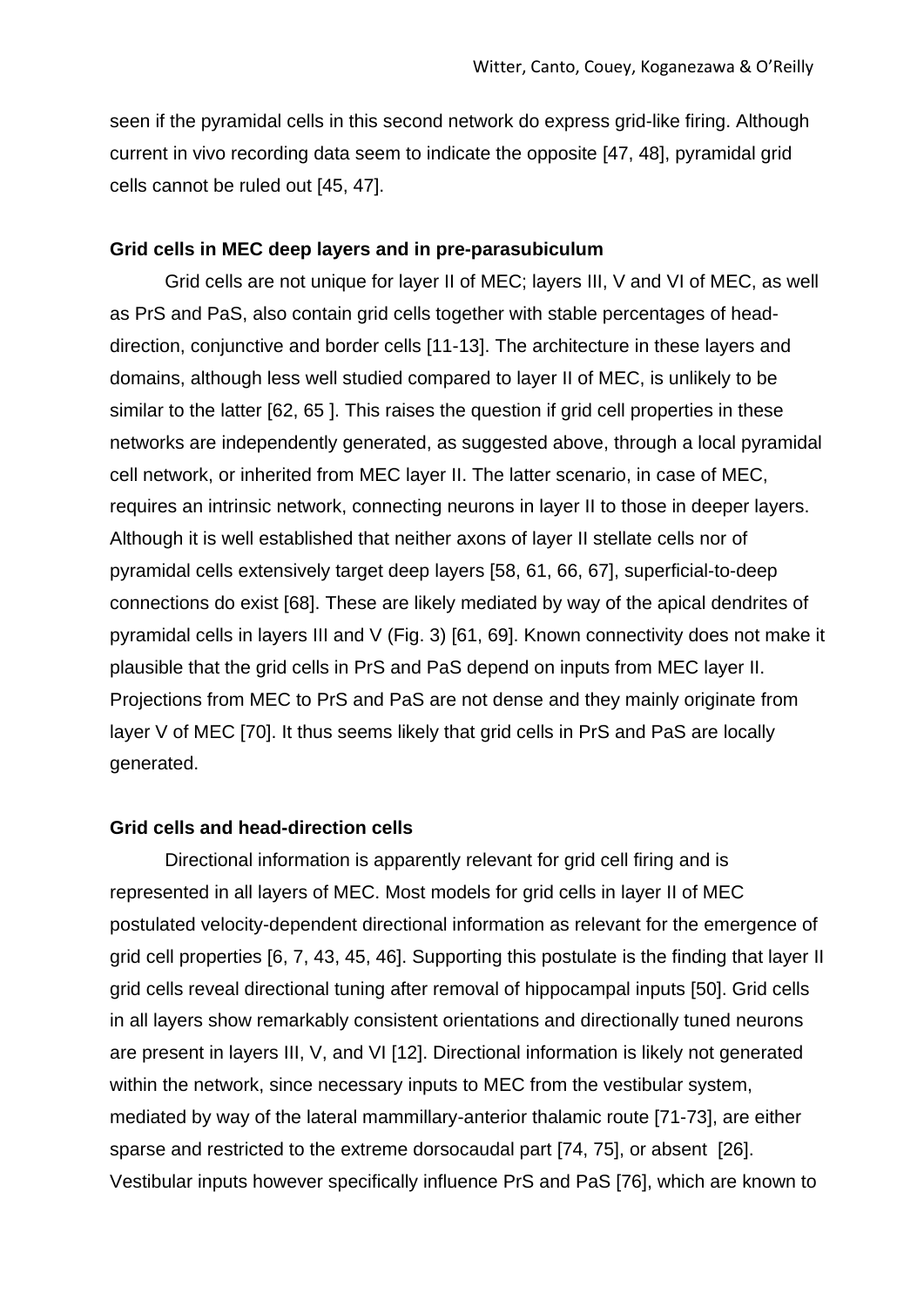seen if the pyramidal cells in this second network do express grid-like firing. Although current in vivo recording data seem to indicate the opposite [47, 48], pyramidal grid cells cannot be ruled out [45, 47].

**Grid cells in MEC deep layers and in pre-parasubiculum**

Grid cells are not unique for layer II of MEC; layers III, V and VI of MEC, as well as PrS and PaS, also contain grid cells together with stable percentages of head-direction, conjunctive and border cells [11-13]. The architecture in these layers and domains, although less well studied compared to layer II of MEC, is unlikely to be similar to the latter [62, 65 ]. This raises the question if grid cell properties in these networks are independently generated, as suggested above, through a local pyramidal cell network, or inherited from MEC layer II. The latter scenario, in case of MEC, requires an intrinsic network, connecting neurons in layer II to those in deeper layers. Although it is well established that neither axons of layer II stellate cells nor of pyramidal cells extensively target deep layers [58, 61, 66, 67], superficial-to-deep connections do exist [68]. These are likely mediated by way of the apical dendrites of pyramidal cells in layers III and V (Fig. 3) [61, 69]. Known connectivity does not make it plausible that the grid cells in PrS and PaS depend on inputs from MEC layer II. Projections from MEC to PrS and PaS are not dense and they mainly originate from layer V of MEC [70]. It thus seems likely that grid cells in PrS and PaS are locally generated.

**Grid cells and head-direction cells**

Directional information is apparently relevant for grid cell firing and is represented in all layers of MEC. Most models for grid cells in layer II of MEC postulated velocity-dependent directional information as relevant for the emergence of grid cell properties [6, 7, 43, 45, 46]. Supporting this postulate is the finding that layer II grid cells reveal directional tuning after removal of hippocampal inputs [50]. Grid cells in all layers show remarkably consistent orientations and directionally tuned neurons are present in layers III, V, and VI [12]. Directional information is likely not generated within the network, since necessary inputs to MEC from the vestibular system, mediated by way of the lateral mammillary-anterior thalamic route [71-73], are either sparse and restricted to the extreme dorsocaudal part [74, 75], or absent [26]. Vestibular inputs however specifically influence PrS and PaS [76], which are known to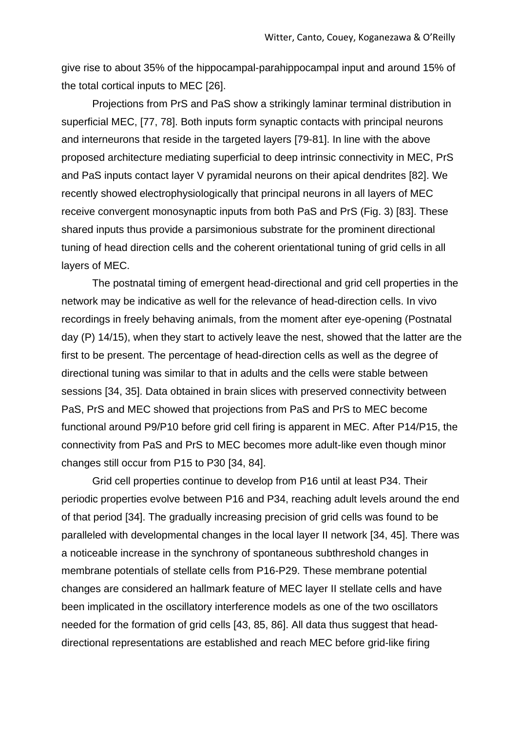give rise to about 35% of the hippocampal-parahippocampal input and around 15% of the total cortical inputs to MEC [26].

Projections from PrS and PaS show a strikingly laminar terminal distribution in superficial MEC, [77, 78]. Both inputs form synaptic contacts with principal neurons and interneurons that reside in the targeted layers [79-81]. In line with the above proposed architecture mediating superficial to deep intrinsic connectivity in MEC, PrS and PaS inputs contact layer V pyramidal neurons on their apical dendrites [82]. We recently showed electrophysiologically that principal neurons in all layers of MEC receive convergent monosynaptic inputs from both PaS and PrS (Fig. 3) [83]. These shared inputs thus provide a parsimonious substrate for the prominent directional tuning of head direction cells and the coherent orientational tuning of grid cells in all layers of MEC.

The postnatal timing of emergent head-directional and grid cell properties in the network may be indicative as well for the relevance of head-direction cells. In vivo recordings in freely behaving animals, from the moment after eye-opening (Postnatal day (P) 14/15), when they start to actively leave the nest, showed that the latter are the first to be present. The percentage of head-direction cells as well as the degree of directional tuning was similar to that in adults and the cells were stable between sessions [34, 35]. Data obtained in brain slices with preserved connectivity between PaS, PrS and MEC showed that projections from PaS and PrS to MEC become functional around P9/P10 before grid cell firing is apparent in MEC. After P14/P15, the connectivity from PaS and PrS to MEC becomes more adult-like even though minor changes still occur from P15 to P30 [34, 84].

Grid cell properties continue to develop from P16 until at least P34. Their periodic properties evolve between P16 and P34, reaching adult levels around the end of that period [34]. The gradually increasing precision of grid cells was found to be paralleled with developmental changes in the local layer II network [34, 45]. There was a noticeable increase in the synchrony of spontaneous subthreshold changes in membrane potentials of stellate cells from P16-P29. These membrane potential changes are considered an hallmark feature of MEC layer II stellate cells and have been implicated in the oscillatory interference models as one of the two oscillators needed for the formation of grid cells [43, 85, 86]. All data thus suggest that head-directional representations are established and reach MEC before grid-like firing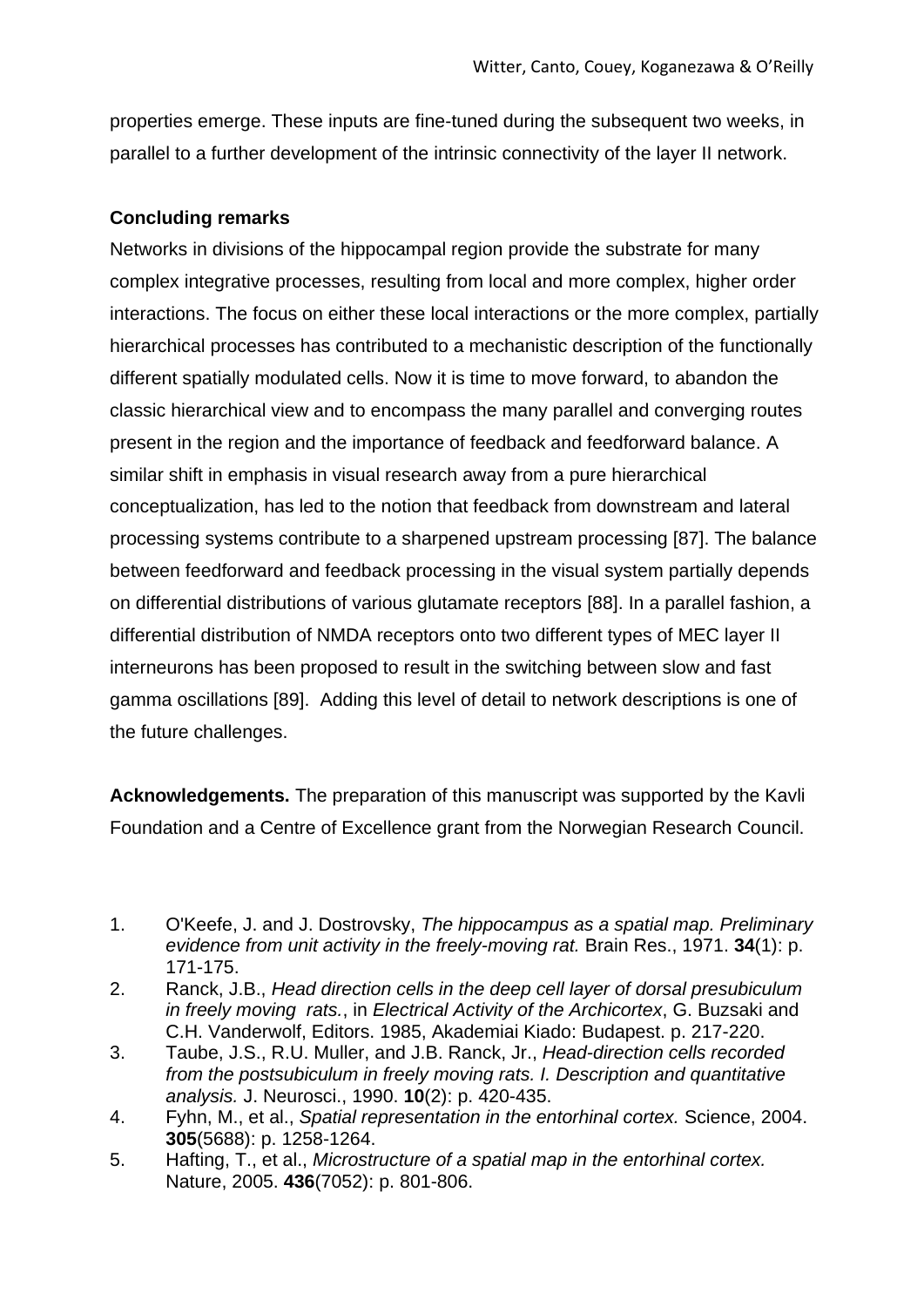properties emerge. These inputs are fine-tuned during the subsequent two weeks, in parallel to a further development of the intrinsic connectivity of the layer II network.

**Concluding remarks**

Networks in divisions of the hippocampal region provide the substrate for many complex integrative processes, resulting from local and more complex, higher order interactions. The focus on either these local interactions or the more complex, partially hierarchical processes has contributed to a mechanistic description of the functionally different spatially modulated cells. Now it is time to move forward, to abandon the classic hierarchical view and to encompass the many parallel and converging routes present in the region and the importance of feedback and feedforward balance. A similar shift in emphasis in visual research away from a pure hierarchical conceptualization, has led to the notion that feedback from downstream and lateral processing systems contribute to a sharpened upstream processing [87]. The balance between feedforward and feedback processing in the visual system partially depends on differential distributions of various glutamate receptors [88]. In a parallel fashion, a differential distribution of NMDA receptors onto two different types of MEC layer II interneurons has been proposed to result in the switching between slow and fast gamma oscillations [89]. Adding this level of detail to network descriptions is one of the future challenges.

**Acknowledgements.** The preparation of this manuscript was supported by the Kavli Foundation and a Centre of Excellence grant from the Norwegian Research Council.

1. O'Keefe, J. and J. Dostrovsky, *The hippocampus as a spatial map. Preliminary evidence from unit activity in the freely-moving rat.* Brain Res., 1971. **34**(1): p. 171-175.
2. Ranck, J.B., *Head direction cells in the deep cell layer of dorsal presubiculum in freely moving rats.*, in *Electrical Activity of the Archicortex*, G. Buzsaki and C.H. Vanderwolf, Editors. 1985, Akademiai Kiado: Budapest. p. 217-220.
3. Taube, J.S., R.U. Muller, and J.B. Ranck, Jr., *Head-direction cells recorded from the postsubiculum in freely moving rats. I. Description and quantitative analysis.* J. Neurosci., 1990. **10**(2): p. 420-435.
4. Fyhn, M., et al., *Spatial representation in the entorhinal cortex.* Science, 2004. **305**(5688): p. 1258-1264.
5. Hafting, T., et al., *Microstructure of a spatial map in the entorhinal cortex.* Nature, 2005. **436**(7052): p. 801-806.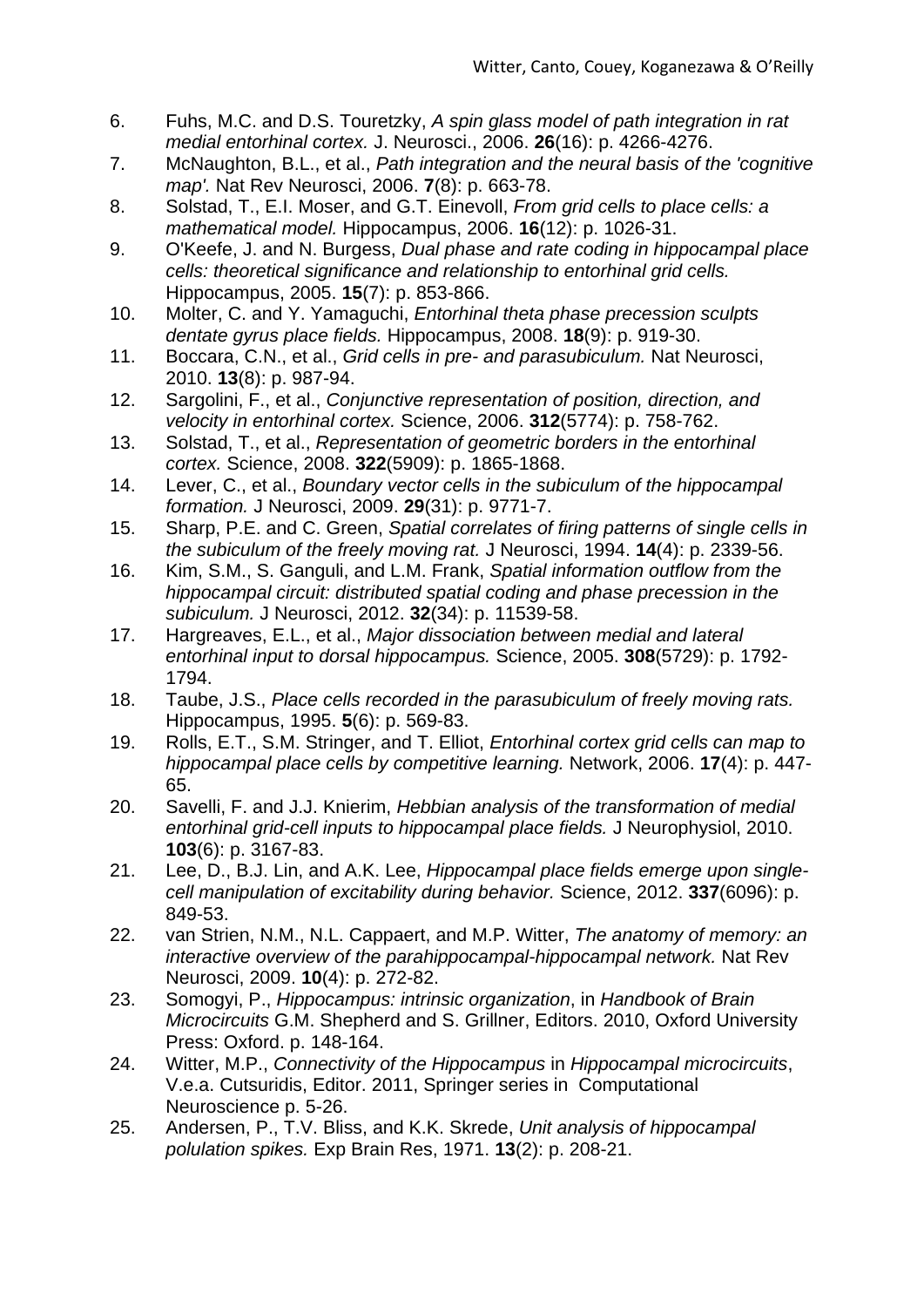6. Fuhs, M.C. and D.S. Touretzky, *A spin glass model of path integration in rat medial entorhinal cortex.* J. Neurosci., 2006. **26**(16): p. 4266-4276.
7. McNaughton, B.L., et al., *Path integration and the neural basis of the 'cognitive map'.* Nat Rev Neurosci, 2006. **7**(8): p. 663-78.
8. Solstad, T., E.I. Moser, and G.T. Einevoll, *From grid cells to place cells: a mathematical model.* Hippocampus, 2006. **16**(12): p. 1026-31.
9. O'Keefe, J. and N. Burgess, *Dual phase and rate coding in hippocampal place cells: theoretical significance and relationship to entorhinal grid cells.* Hippocampus, 2005. **15**(7): p. 853-866.
10. Molter, C. and Y. Yamaguchi, *Entorhinal theta phase precession sculpts dentate gyrus place fields.* Hippocampus, 2008. **18**(9): p. 919-30.
11. Boccara, C.N., et al., *Grid cells in pre- and parasubiculum.* Nat Neurosci, 2010. **13**(8): p. 987-94.
12. Sargolini, F., et al., *Conjunctive representation of position, direction, and velocity in entorhinal cortex.* Science, 2006. **312**(5774): p. 758-762.
13. Solstad, T., et al., *Representation of geometric borders in the entorhinal cortex.* Science, 2008. **322**(5909): p. 1865-1868.
14. Lever, C., et al., *Boundary vector cells in the subiculum of the hippocampal formation.* J Neurosci, 2009. **29**(31): p. 9771-7.
15. Sharp, P.E. and C. Green, *Spatial correlates of firing patterns of single cells in the subiculum of the freely moving rat.* J Neurosci, 1994. **14**(4): p. 2339-56.
16. Kim, S.M., S. Ganguli, and L.M. Frank, *Spatial information outflow from the hippocampal circuit: distributed spatial coding and phase precession in the subiculum.* J Neurosci, 2012. **32**(34): p. 11539-58.
17. Hargreaves, E.L., et al., *Major dissociation between medial and lateral entorhinal input to dorsal hippocampus.* Science, 2005. **308**(5729): p. 1792-1794.
18. Taube, J.S., *Place cells recorded in the parasubiculum of freely moving rats.* Hippocampus, 1995. **5**(6): p. 569-83.
19. Rolls, E.T., S.M. Stringer, and T. Elliot, *Entorhinal cortex grid cells can map to hippocampal place cells by competitive learning.* Network, 2006. **17**(4): p. 447-65.
20. Savelli, F. and J.J. Knierim, *Hebbian analysis of the transformation of medial entorhinal grid-cell inputs to hippocampal place fields.* J Neurophysiol, 2010. **103**(6): p. 3167-83.
21. Lee, D., B.J. Lin, and A.K. Lee, *Hippocampal place fields emerge upon single-cell manipulation of excitability during behavior.* Science, 2012. **337**(6096): p. 849-53.
22. van Strien, N.M., N.L. Cappaert, and M.P. Witter, *The anatomy of memory: an interactive overview of the parahippocampal-hippocampal network.* Nat Rev Neurosci, 2009. **10**(4): p. 272-82.
23. Somogyi, P., *Hippocampus: intrinsic organization*, in *Handbook of Brain Microcircuits* G.M. Shepherd and S. Grillner, Editors. 2010, Oxford University Press: Oxford. p. 148-164.
24. Witter, M.P., *Connectivity of the Hippocampus* in *Hippocampal microcircuits*, V.e.a. Cutsuridis, Editor. 2011, Springer series in Computational Neuroscience p. 5-26.
25. Andersen, P., T.V. Bliss, and K.K. Skrede, *Unit analysis of hippocampal polulation spikes.* Exp Brain Res, 1971. **13**(2): p. 208-21.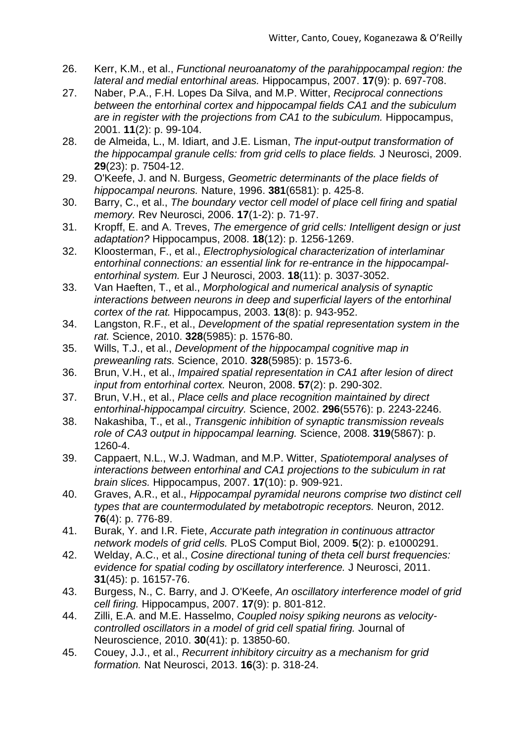26. Kerr, K.M., et al., *Functional neuroanatomy of the parahippocampal region: the lateral and medial entorhinal areas.* Hippocampus, 2007. **17**(9): p. 697-708.
27. Naber, P.A., F.H. Lopes Da Silva, and M.P. Witter, *Reciprocal connections between the entorhinal cortex and hippocampal fields CA1 and the subiculum are in register with the projections from CA1 to the subiculum.* Hippocampus, 2001. **11**(2): p. 99-104.
28. de Almeida, L., M. Idiart, and J.E. Lisman, *The input-output transformation of the hippocampal granule cells: from grid cells to place fields.* J Neurosci, 2009. **29**(23): p. 7504-12.
29. O'Keefe, J. and N. Burgess, *Geometric determinants of the place fields of hippocampal neurons.* Nature, 1996. **381**(6581): p. 425-8.
30. Barry, C., et al., *The boundary vector cell model of place cell firing and spatial memory.* Rev Neurosci, 2006. **17**(1-2): p. 71-97.
31. Kropff, E. and A. Treves, *The emergence of grid cells: Intelligent design or just adaptation?* Hippocampus, 2008. **18**(12): p. 1256-1269.
32. Kloosterman, F., et al., *Electrophysiological characterization of interlaminar entorhinal connections: an essential link for re-entrance in the hippocampal-entorhinal system.* Eur J Neurosci, 2003. **18**(11): p. 3037-3052.
33. Van Haeften, T., et al., *Morphological and numerical analysis of synaptic interactions between neurons in deep and superficial layers of the entorhinal cortex of the rat.* Hippocampus, 2003. **13**(8): p. 943-952.
34. Langston, R.F., et al., *Development of the spatial representation system in the rat.* Science, 2010. **328**(5985): p. 1576-80.
35. Wills, T.J., et al., *Development of the hippocampal cognitive map in preweanling rats.* Science, 2010. **328**(5985): p. 1573-6.
36. Brun, V.H., et al., *Impaired spatial representation in CA1 after lesion of direct input from entorhinal cortex.* Neuron, 2008. **57**(2): p. 290-302.
37. Brun, V.H., et al., *Place cells and place recognition maintained by direct entorhinal-hippocampal circuitry.* Science, 2002. **296**(5576): p. 2243-2246.
38. Nakashiba, T., et al., *Transgenic inhibition of synaptic transmission reveals role of CA3 output in hippocampal learning.* Science, 2008. **319**(5867): p. 1260-4.
39. Cappaert, N.L., W.J. Wadman, and M.P. Witter, *Spatiotemporal analyses of interactions between entorhinal and CA1 projections to the subiculum in rat brain slices.* Hippocampus, 2007. **17**(10): p. 909-921.
40. Graves, A.R., et al., *Hippocampal pyramidal neurons comprise two distinct cell types that are countermodulated by metabotropic receptors.* Neuron, 2012. **76**(4): p. 776-89.
41. Burak, Y. and I.R. Fiete, *Accurate path integration in continuous attractor network models of grid cells.* PLoS Comput Biol, 2009. **5**(2): p. e1000291.
42. Welday, A.C., et al., *Cosine directional tuning of theta cell burst frequencies: evidence for spatial coding by oscillatory interference.* J Neurosci, 2011. **31**(45): p. 16157-76.
43. Burgess, N., C. Barry, and J. O'Keefe, *An oscillatory interference model of grid cell firing.* Hippocampus, 2007. **17**(9): p. 801-812.
44. Zilli, E.A. and M.E. Hasselmo, *Coupled noisy spiking neurons as velocity-controlled oscillators in a model of grid cell spatial firing.* Journal of Neuroscience, 2010. **30**(41): p. 13850-60.
45. Couey, J.J., et al., *Recurrent inhibitory circuitry as a mechanism for grid formation.* Nat Neurosci, 2013. **16**(3): p. 318-24.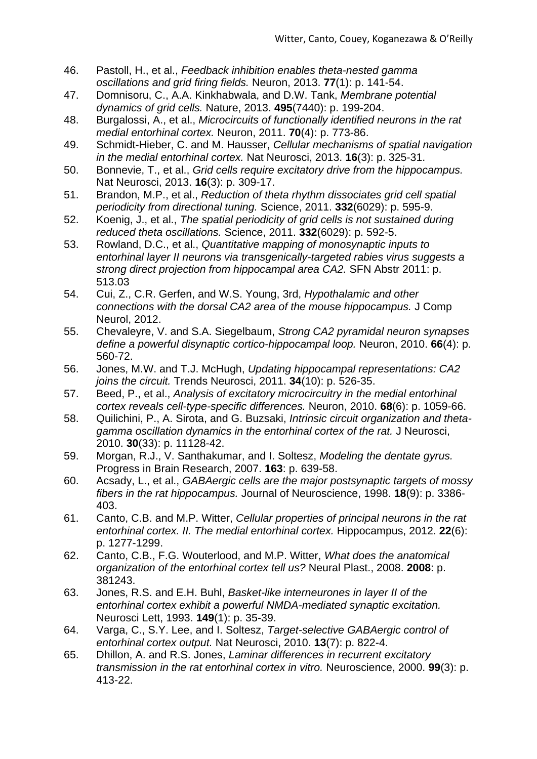46. Pastoll, H., et al., *Feedback inhibition enables theta-nested gamma oscillations and grid firing fields.* Neuron, 2013. **77**(1): p. 141-54.
47. Domnisoru, C., A.A. Kinkhabwala, and D.W. Tank, *Membrane potential dynamics of grid cells.* Nature, 2013. **495**(7440): p. 199-204.
48. Burgalossi, A., et al., *Microcircuits of functionally identified neurons in the rat medial entorhinal cortex.* Neuron, 2011. **70**(4): p. 773-86.
49. Schmidt-Hieber, C. and M. Hausser, *Cellular mechanisms of spatial navigation in the medial entorhinal cortex.* Nat Neurosci, 2013. **16**(3): p. 325-31.
50. Bonnevie, T., et al., *Grid cells require excitatory drive from the hippocampus.* Nat Neurosci, 2013. **16**(3): p. 309-17.
51. Brandon, M.P., et al., *Reduction of theta rhythm dissociates grid cell spatial periodicity from directional tuning.* Science, 2011. **332**(6029): p. 595-9.
52. Koenig, J., et al., *The spatial periodicity of grid cells is not sustained during reduced theta oscillations.* Science, 2011. **332**(6029): p. 592-5.
53. Rowland, D.C., et al., *Quantitative mapping of monosynaptic inputs to entorhinal layer II neurons via transgenically-targeted rabies virus suggests a strong direct projection from hippocampal area CA2.* SFN Abstr 2011: p. 513.03
54. Cui, Z., C.R. Gerfen, and W.S. Young, 3rd, *Hypothalamic and other connections with the dorsal CA2 area of the mouse hippocampus.* J Comp Neurol, 2012.
55. Chevaleyre, V. and S.A. Siegelbaum, *Strong CA2 pyramidal neuron synapses define a powerful disynaptic cortico-hippocampal loop.* Neuron, 2010. **66**(4): p. 560-72.
56. Jones, M.W. and T.J. McHugh, *Updating hippocampal representations: CA2 joins the circuit.* Trends Neurosci, 2011. **34**(10): p. 526-35.
57. Beed, P., et al., *Analysis of excitatory microcircuitry in the medial entorhinal cortex reveals cell-type-specific differences.* Neuron, 2010. **68**(6): p. 1059-66.
58. Quilichini, P., A. Sirota, and G. Buzsaki, *Intrinsic circuit organization and theta-gamma oscillation dynamics in the entorhinal cortex of the rat.* J Neurosci, 2010. **30**(33): p. 11128-42.
59. Morgan, R.J., V. Santhakumar, and I. Soltesz, *Modeling the dentate gyrus.* Progress in Brain Research, 2007. **163**: p. 639-58.
60. Acsady, L., et al., *GABAergic cells are the major postsynaptic targets of mossy fibers in the rat hippocampus.* Journal of Neuroscience, 1998. **18**(9): p. 3386-403.
61. Canto, C.B. and M.P. Witter, *Cellular properties of principal neurons in the rat entorhinal cortex. II. The medial entorhinal cortex.* Hippocampus, 2012. **22**(6): p. 1277-1299.
62. Canto, C.B., F.G. Wouterlood, and M.P. Witter, *What does the anatomical organization of the entorhinal cortex tell us?* Neural Plast., 2008. **2008**: p. 381243.
63. Jones, R.S. and E.H. Buhl, *Basket-like interneurones in layer II of the entorhinal cortex exhibit a powerful NMDA-mediated synaptic excitation.* Neurosci Lett, 1993. **149**(1): p. 35-39.
64. Varga, C., S.Y. Lee, and I. Soltesz, *Target-selective GABAergic control of entorhinal cortex output.* Nat Neurosci, 2010. **13**(7): p. 822-4.
65. Dhillon, A. and R.S. Jones, *Laminar differences in recurrent excitatory transmission in the rat entorhinal cortex in vitro.* Neuroscience, 2000. **99**(3): p. 413-22.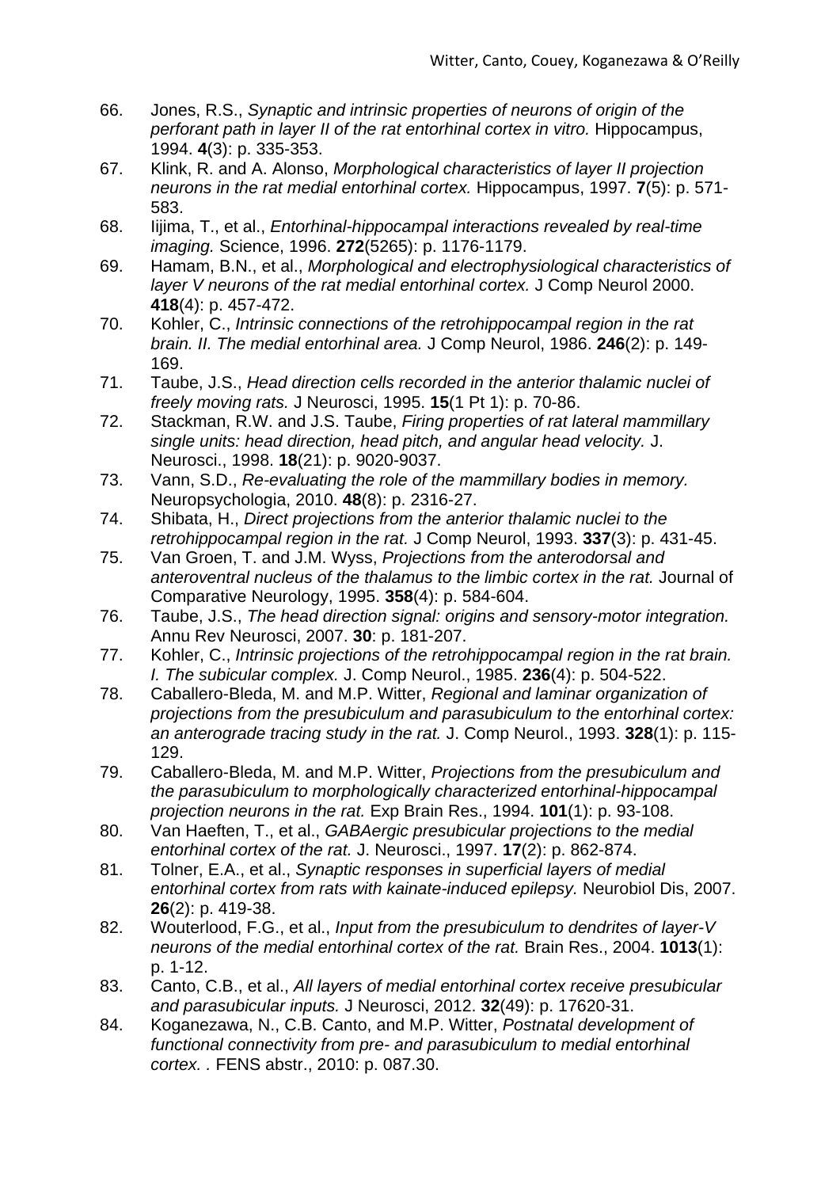66. Jones, R.S., *Synaptic and intrinsic properties of neurons of origin of the perforant path in layer II of the rat entorhinal cortex in vitro.* Hippocampus, 1994. **4**(3): p. 335-353.
67. Klink, R. and A. Alonso, *Morphological characteristics of layer II projection neurons in the rat medial entorhinal cortex.* Hippocampus, 1997. **7**(5): p. 571-583.
68. Iijima, T., et al., *Entorhinal-hippocampal interactions revealed by real-time imaging.* Science, 1996. **272**(5265): p. 1176-1179.
69. Hamam, B.N., et al., *Morphological and electrophysiological characteristics of layer V neurons of the rat medial entorhinal cortex.* J Comp Neurol 2000. **418**(4): p. 457-472.
70. Kohler, C., *Intrinsic connections of the retrohippocampal region in the rat brain. II. The medial entorhinal area.* J Comp Neurol, 1986. **246**(2): p. 149-169.
71. Taube, J.S., *Head direction cells recorded in the anterior thalamic nuclei of freely moving rats.* J Neurosci, 1995. **15**(1 Pt 1): p. 70-86.
72. Stackman, R.W. and J.S. Taube, *Firing properties of rat lateral mammillary single units: head direction, head pitch, and angular head velocity.* J. Neurosci., 1998. **18**(21): p. 9020-9037.
73. Vann, S.D., *Re-evaluating the role of the mammillary bodies in memory.* Neuropsychologia, 2010. **48**(8): p. 2316-27.
74. Shibata, H., *Direct projections from the anterior thalamic nuclei to the retrohippocampal region in the rat.* J Comp Neurol, 1993. **337**(3): p. 431-45.
75. Van Groen, T. and J.M. Wyss, *Projections from the anterodorsal and anteroventral nucleus of the thalamus to the limbic cortex in the rat.* Journal of Comparative Neurology, 1995. **358**(4): p. 584-604.
76. Taube, J.S., *The head direction signal: origins and sensory-motor integration.* Annu Rev Neurosci, 2007. **30**: p. 181-207.
77. Kohler, C., *Intrinsic projections of the retrohippocampal region in the rat brain. I. The subicular complex.* J. Comp Neurol., 1985. **236**(4): p. 504-522.
78. Caballero-Bleda, M. and M.P. Witter, *Regional and laminar organization of projections from the presubiculum and parasubiculum to the entorhinal cortex: an anterograde tracing study in the rat.* J. Comp Neurol., 1993. **328**(1): p. 115-129.
79. Caballero-Bleda, M. and M.P. Witter, *Projections from the presubiculum and the parasubiculum to morphologically characterized entorhinal-hippocampal projection neurons in the rat.* Exp Brain Res., 1994. **101**(1): p. 93-108.
80. Van Haeften, T., et al., *GABAergic presubicular projections to the medial entorhinal cortex of the rat.* J. Neurosci., 1997. **17**(2): p. 862-874.
81. Tolner, E.A., et al., *Synaptic responses in superficial layers of medial entorhinal cortex from rats with kainate-induced epilepsy.* Neurobiol Dis, 2007. **26**(2): p. 419-38.
82. Wouterlood, F.G., et al., *Input from the presubiculum to dendrites of layer-V neurons of the medial entorhinal cortex of the rat.* Brain Res., 2004. **1013**(1): p. 1-12.
83. Canto, C.B., et al., *All layers of medial entorhinal cortex receive presubicular and parasubicular inputs.* J Neurosci, 2012. **32**(49): p. 17620-31.
84. Koganezawa, N., C.B. Canto, and M.P. Witter, *Postnatal development of functional connectivity from pre- and parasubiculum to medial entorhinal cortex. .* FENS abstr., 2010: p. 087.30.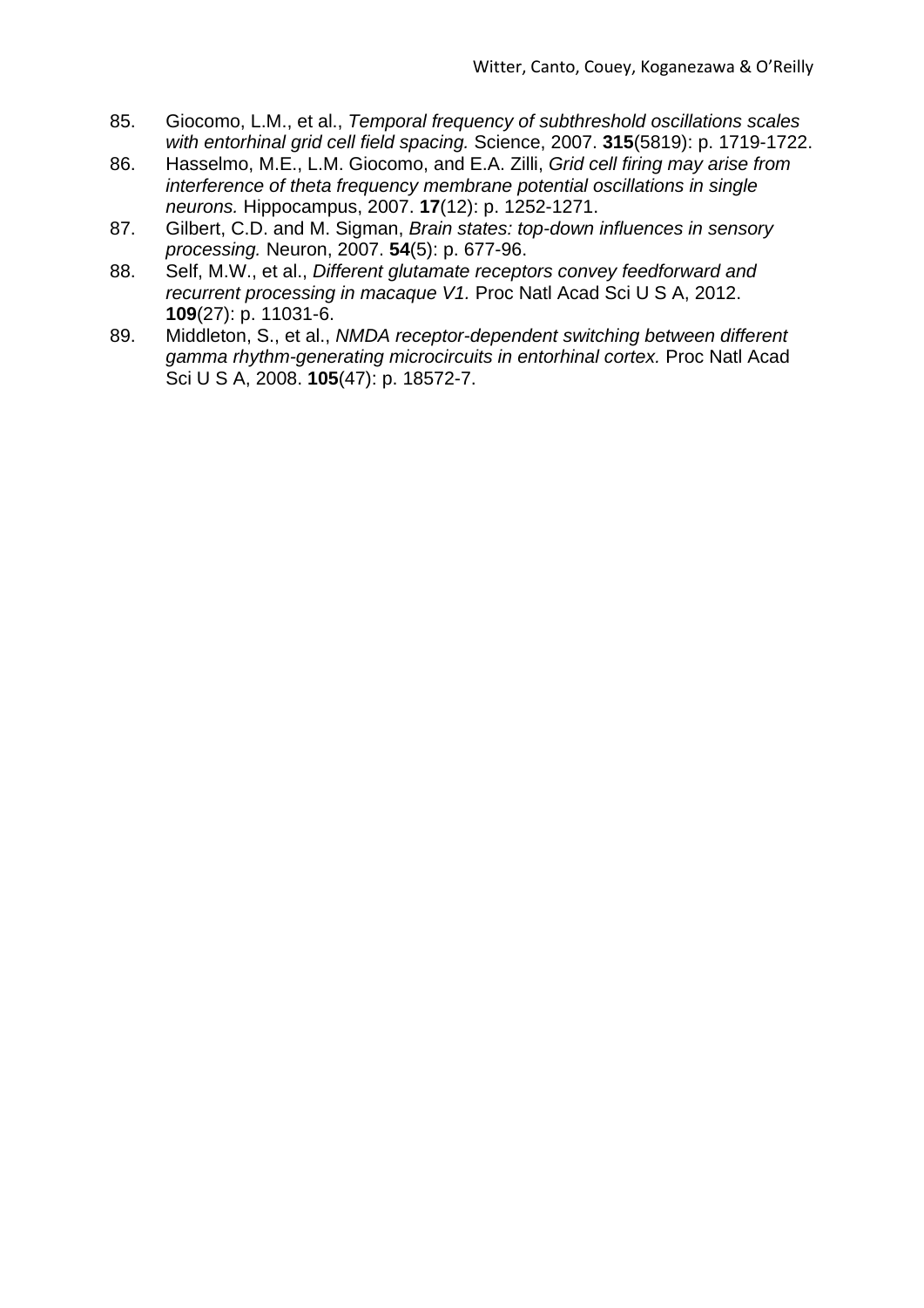85. Giocomo, L.M., et al., *Temporal frequency of subthreshold oscillations scales with entorhinal grid cell field spacing.* Science, 2007. **315**(5819): p. 1719-1722.
86. Hasselmo, M.E., L.M. Giocomo, and E.A. Zilli, *Grid cell firing may arise from interference of theta frequency membrane potential oscillations in single neurons.* Hippocampus, 2007. **17**(12): p. 1252-1271.
87. Gilbert, C.D. and M. Sigman, *Brain states: top-down influences in sensory processing.* Neuron, 2007. **54**(5): p. 677-96.
88. Self, M.W., et al., *Different glutamate receptors convey feedforward and recurrent processing in macaque V1.* Proc Natl Acad Sci U S A, 2012. **109**(27): p. 11031-6.
89. Middleton, S., et al., *NMDA receptor-dependent switching between different gamma rhythm-generating microcircuits in entorhinal cortex.* Proc Natl Acad Sci U S A, 2008. **105**(47): p. 18572-7.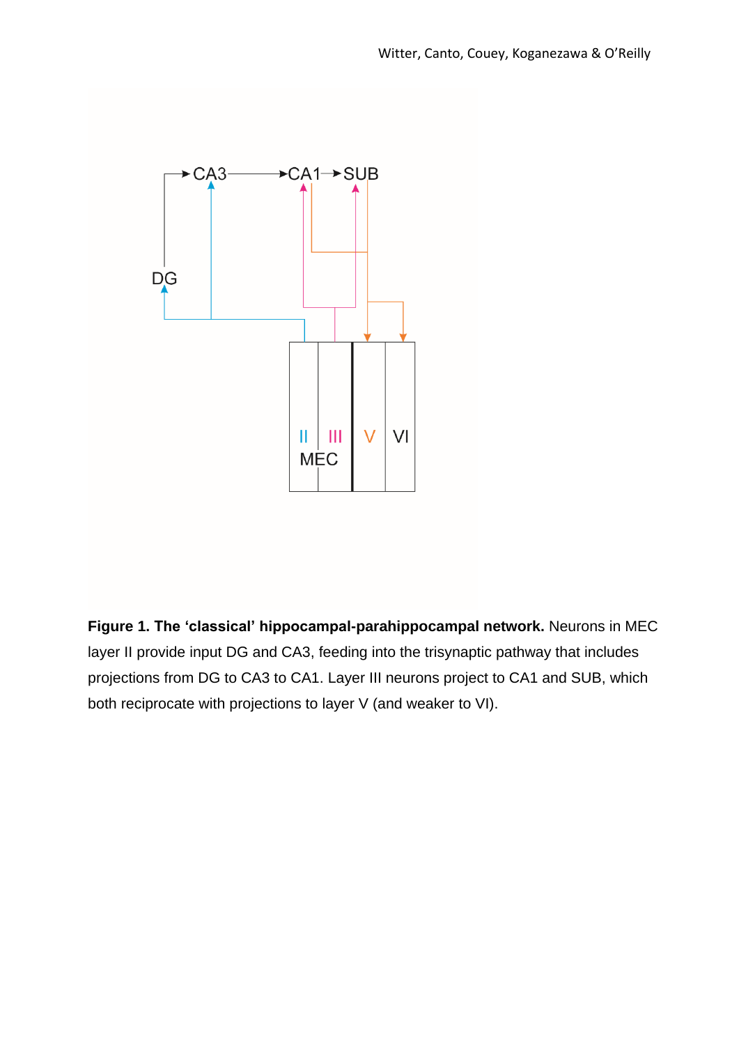**Figure 1. The 'classical' hippocampal-parahippocampal network.** Neurons in MEC layer II provide input DG and CA3, feeding into the trisynaptic pathway that includes projections from DG to CA3 to CA1. Layer III neurons project to CA1 and SUB, which both reciprocate with projections to layer V (and weaker to VI).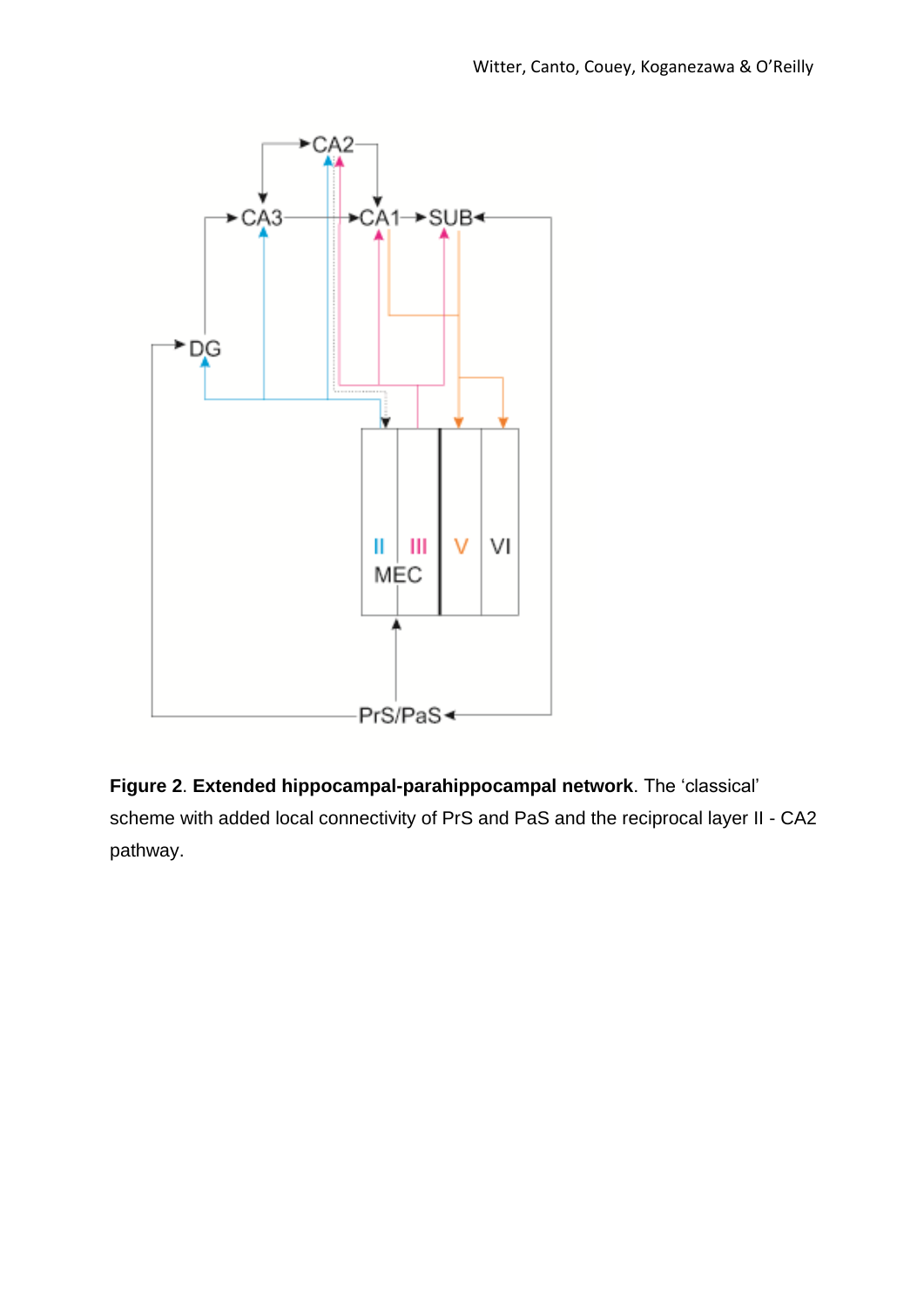**Figure 2**. **Extended hippocampal-parahippocampal network**. The ‘classical’ scheme with added local connectivity of PrS and PaS and the reciprocal layer II - CA2 pathway.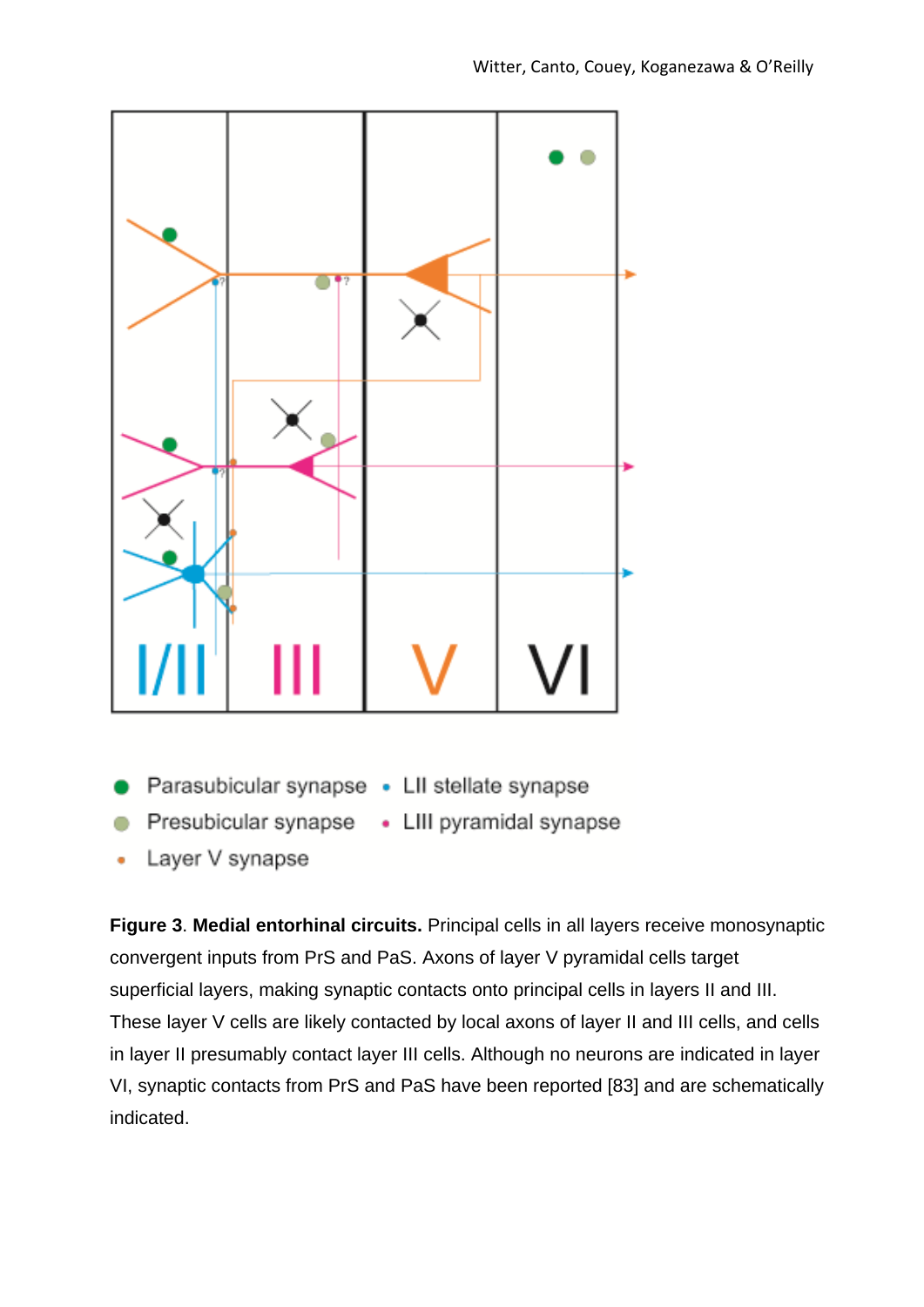**Figure 3**. **Medial entorhinal circuits.** Principal cells in all layers receive monosynaptic convergent inputs from PrS and PaS. Axons of layer V pyramidal cells target superficial layers, making synaptic contacts onto principal cells in layers II and III. These layer V cells are likely contacted by local axons of layer II and III cells, and cells in layer II presumably contact layer III cells. Although no neurons are indicated in layer VI, synaptic contacts from PrS and PaS have been reported [83] and are schematically indicated.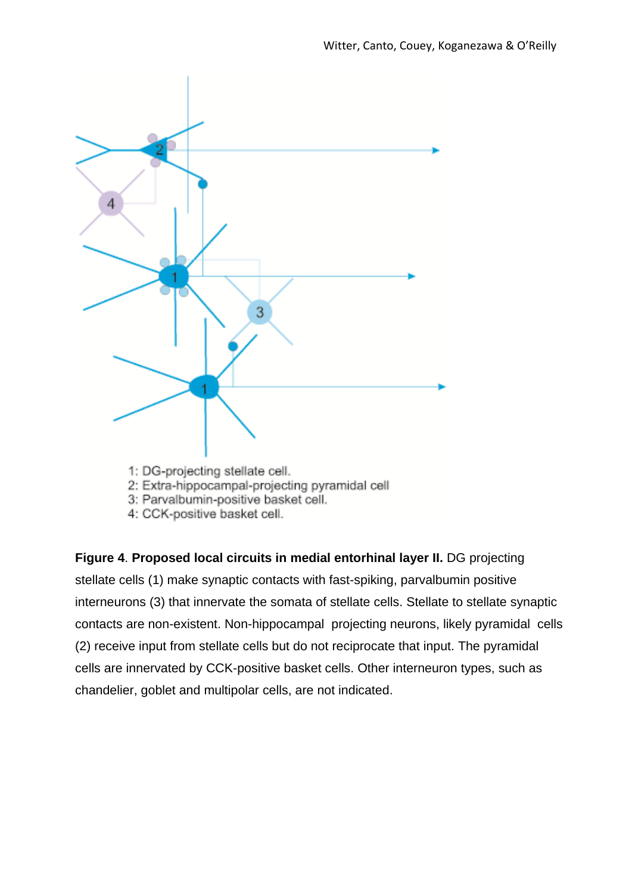1: DG-projecting stellate cell.
2: Extra-hippocampal-projecting pyramidal cell
3: Parvalbumin-positive basket cell.
4: CCK-positive basket cell.

**Figure 4**. **Proposed local circuits in medial entorhinal layer II.** DG projecting stellate cells (1) make synaptic contacts with fast-spiking, parvalbumin positive interneurons (3) that innervate the somata of stellate cells. Stellate to stellate synaptic contacts are non-existent. Non-hippocampal projecting neurons, likely pyramidal cells (2) receive input from stellate cells but do not reciprocate that input. The pyramidal cells are innervated by CCK-positive basket cells. Other interneuron types, such as chandelier, goblet and multipolar cells, are not indicated.